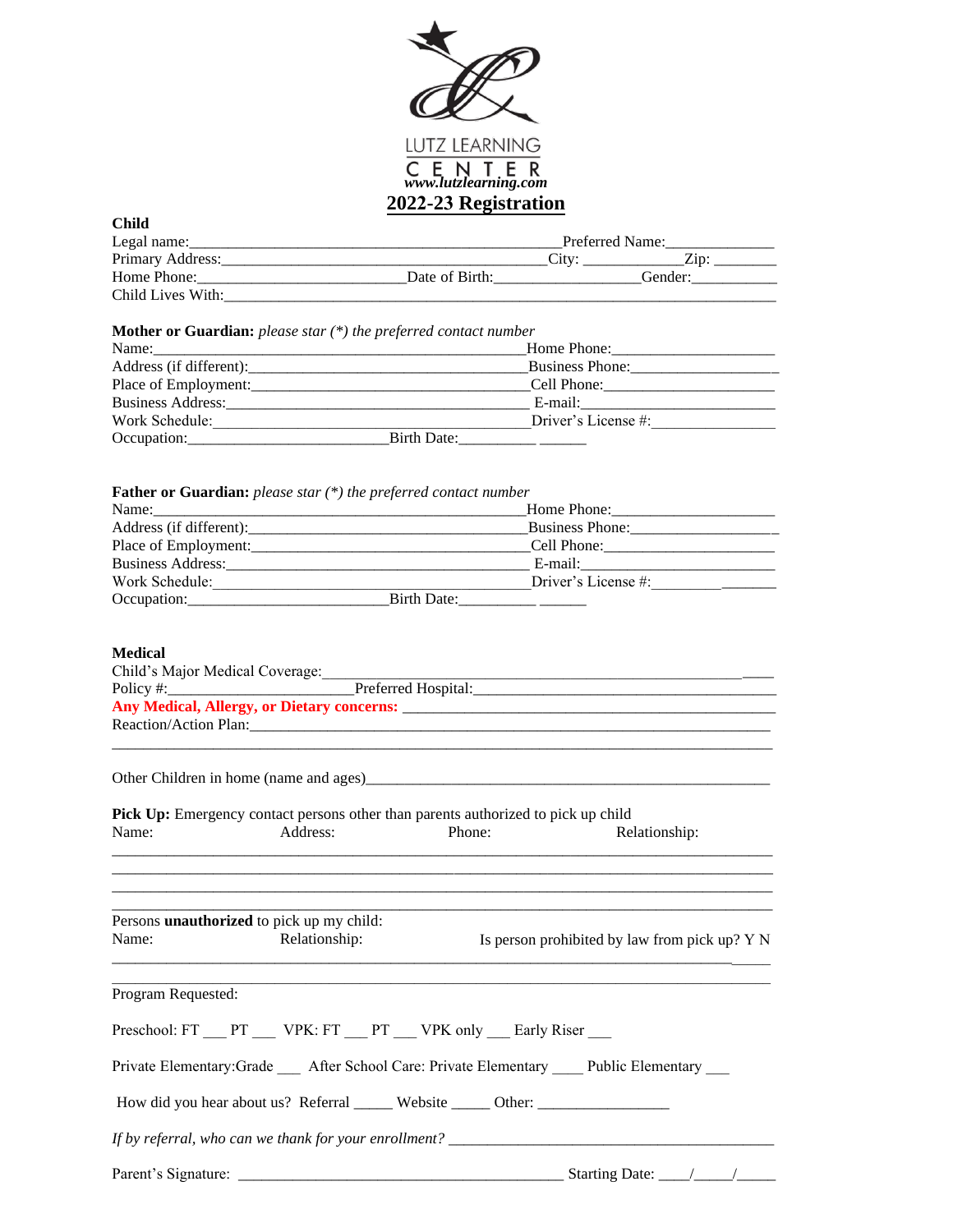LUTZ LEARNING CENTER

www.lutzlearning.com

# 2022-23 Registration

**Child**

Legal name:_______________________________________________Preferred Name:_____________

Primary Address:_______________________________________City: ____________Zip: ________

Home Phone:__________________________Date of Birth:_________________Gender:__________

Child Lives With:_____________________________________________________________________

**Mother or Guardian:** *please star (*) the preferred contact number*

Name:_______________________________________________Home Phone:___________________

Address (if different):_________________________________Business Phone:__________________

Place of Employment:__________________________________Cell Phone:_____________________

Business Address:_____________________________________ E-mail:________________________

Work Schedule:_______________________________________Driver's License #:________________

Occupation:_________________________Birth Date:__________ ______

**Father or Guardian:** *please star (*) the preferred contact number*

Name:_______________________________________________Home Phone:___________________

Address (if different):_________________________________Business Phone:__________________

Place of Employment:__________________________________Cell Phone:_____________________

Business Address:_____________________________________ E-mail:________________________

Work Schedule:_______________________________________Driver's License #:________________

Occupation:_________________________Birth Date:__________ ______

**Medical**

Child's Major Medical Coverage:_______________________________________________________

Policy #:______________________Preferred Hospital:_______________________________________

**Any Medical, Allergy, or Dietary concerns:** ___________________________________________

Reaction/Action Plan:_________________________________________________________________

__________________________________________________________________________________

Other Children in home (name and ages)__________________________________________________

**Pick Up:** Emergency contact persons other than parents authorized to pick up child

| Name: | Address: | Phone: | Relationship: |
|---|---|---|---|
| | | | |
| | | | |
| | | | |
| | | | |

Persons **unauthorized** to pick up my child:

| Name: | Relationship: | Is person prohibited by law from pick up? Y N |
|---|---|---|
| | | |
| | | |

Program Requested:

Preschool: FT ___ PT ___ VPK: FT ___ PT ___ VPK only ___ Early Riser ___

Private Elementary:Grade ___ After School Care: Private Elementary ____ Public Elementary ___

How did you hear about us? Referral _____ Website _____ Other: ________________

*If by referral, who can we thank for your enrollment?* ________________________________________

Parent's Signature: ________________________________________ Starting Date: ____/_____/_____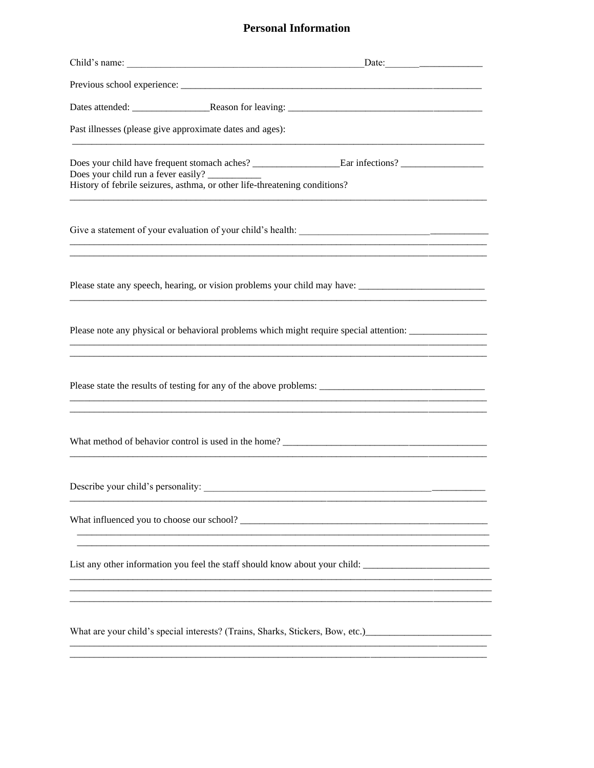# Personal Information

Child's name: _______________________________________________Date:_______ _____________

Previous school experience: ____________________________________________________________

Dates attended: ________________Reason for leaving: _______________________________________

Past illnesses (please give approximate dates and ages):

_____________________________________________________________________________________

Does your child have frequent stomach aches? __________________Ear infections? _________________

Does your child run a fever easily? ___________

History of febrile seizures, asthma, or other life-threatening conditions?

_____________________________________________________________________________________

Give a statement of your evaluation of your child's health: ________________________________________

_____________________________________________________________________________________

_____________________________________________________________________________________

Please state any speech, hearing, or vision problems your child may have: __________________________

_____________________________________________________________________________________

Please note any physical or behavioral problems which might require special attention: ________________

_____________________________________________________________________________________

_____________________________________________________________________________________

Please state the results of testing for any of the above problems: __________________________________

_____________________________________________________________________________________

_____________________________________________________________________________________

What method of behavior control is used in the home? ____________________________________________

_____________________________________________________________________________________

Describe your child's personality: ______________________________________________________________

_____________________________________________________________________________________

What influenced you to choose our school? _____________________________________________________

_____________________________________________________________________________________

_____________________________________________________________________________________

List any other information you feel the staff should know about your child: __________________________

_____________________________________________________________________________________

_____________________________________________________________________________________

_____________________________________________________________________________________

What are your child's special interests? (Trains, Sharks, Stickers, Bow, etc.)__________________________

_____________________________________________________________________________________

_____________________________________________________________________________________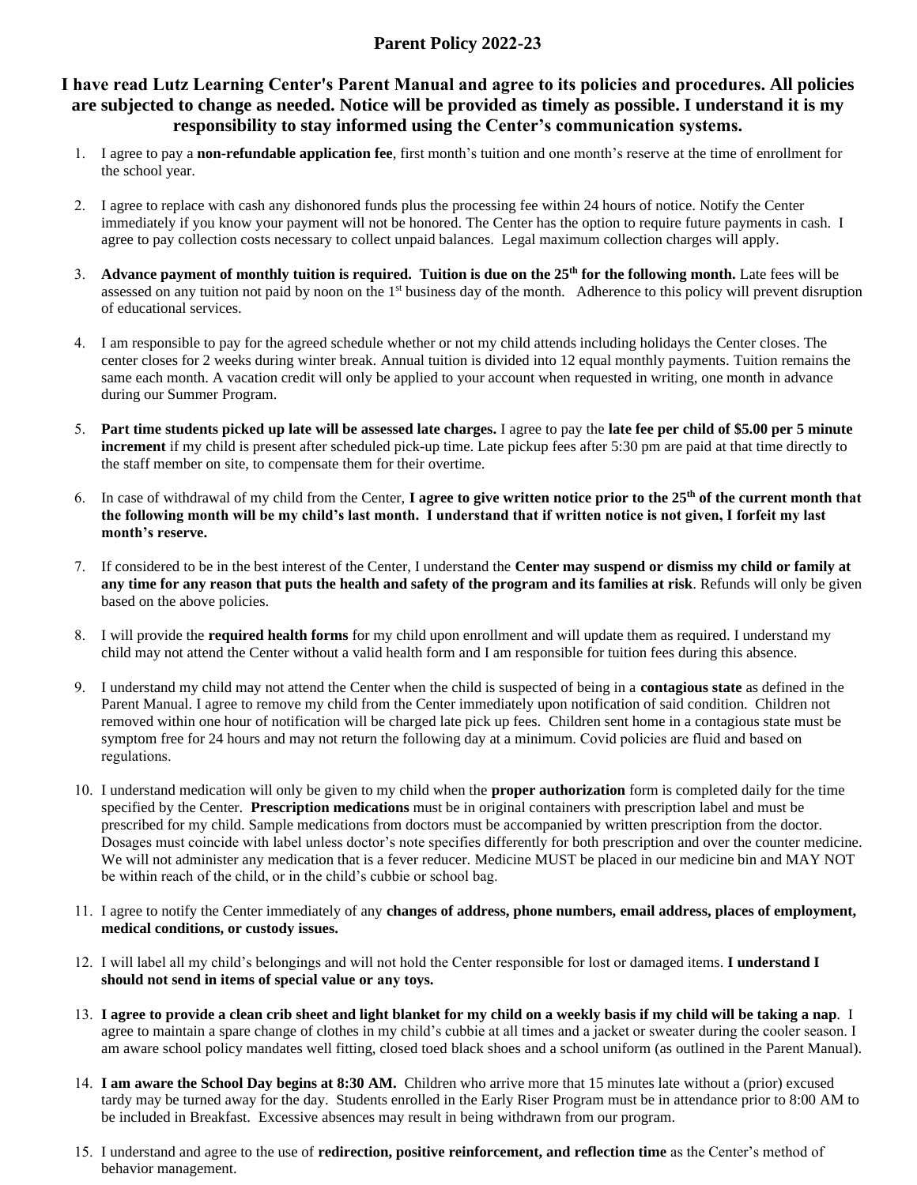# Parent Policy 2022-23

## I have read Lutz Learning Center's Parent Manual and agree to its policies and procedures. All policies are subjected to change as needed. Notice will be provided as timely as possible. I understand it is my responsibility to stay informed using the Center's communication systems.

1. I agree to pay a **non-refundable application fee**, first month's tuition and one month's reserve at the time of enrollment for the school year.

2. I agree to replace with cash any dishonored funds plus the processing fee within 24 hours of notice. Notify the Center immediately if you know your payment will not be honored. The Center has the option to require future payments in cash. I agree to pay collection costs necessary to collect unpaid balances. Legal maximum collection charges will apply.

3. **Advance payment of monthly tuition is required. Tuition is due on the 25th for the following month.** Late fees will be assessed on any tuition not paid by noon on the 1st business day of the month. Adherence to this policy will prevent disruption of educational services.

4. I am responsible to pay for the agreed schedule whether or not my child attends including holidays the Center closes. The center closes for 2 weeks during winter break. Annual tuition is divided into 12 equal monthly payments. Tuition remains the same each month. A vacation credit will only be applied to your account when requested in writing, one month in advance during our Summer Program.

5. **Part time students picked up late will be assessed late charges.** I agree to pay the **late fee per child of $5.00 per 5 minute increment** if my child is present after scheduled pick-up time. Late pickup fees after 5:30 pm are paid at that time directly to the staff member on site, to compensate them for their overtime.

6. In case of withdrawal of my child from the Center, **I agree to give written notice prior to the 25th of the current month that the following month will be my child's last month. I understand that if written notice is not given, I forfeit my last month's reserve.**

7. If considered to be in the best interest of the Center, I understand the **Center may suspend or dismiss my child or family at any time for any reason that puts the health and safety of the program and its families at risk**. Refunds will only be given based on the above policies.

8. I will provide the **required health forms** for my child upon enrollment and will update them as required. I understand my child may not attend the Center without a valid health form and I am responsible for tuition fees during this absence.

9. I understand my child may not attend the Center when the child is suspected of being in a **contagious state** as defined in the Parent Manual. I agree to remove my child from the Center immediately upon notification of said condition. Children not removed within one hour of notification will be charged late pick up fees. Children sent home in a contagious state must be symptom free for 24 hours and may not return the following day at a minimum. Covid policies are fluid and based on regulations.

10. I understand medication will only be given to my child when the **proper authorization** form is completed daily for the time specified by the Center. **Prescription medications** must be in original containers with prescription label and must be prescribed for my child. Sample medications from doctors must be accompanied by written prescription from the doctor. Dosages must coincide with label unless doctor's note specifies differently for both prescription and over the counter medicine. We will not administer any medication that is a fever reducer. Medicine MUST be placed in our medicine bin and MAY NOT be within reach of the child, or in the child's cubbie or school bag.

11. I agree to notify the Center immediately of any **changes of address, phone numbers, email address, places of employment, medical conditions, or custody issues.**

12. I will label all my child's belongings and will not hold the Center responsible for lost or damaged items. **I understand I should not send in items of special value or any toys.**

13. **I agree to provide a clean crib sheet and light blanket for my child on a weekly basis if my child will be taking a nap**. I agree to maintain a spare change of clothes in my child's cubbie at all times and a jacket or sweater during the cooler season. I am aware school policy mandates well fitting, closed toed black shoes and a school uniform (as outlined in the Parent Manual).

14. **I am aware the School Day begins at 8:30 AM.** Children who arrive more that 15 minutes late without a (prior) excused tardy may be turned away for the day. Students enrolled in the Early Riser Program must be in attendance prior to 8:00 AM to be included in Breakfast. Excessive absences may result in being withdrawn from our program.

15. I understand and agree to the use of **redirection, positive reinforcement, and reflection time** as the Center's method of behavior management.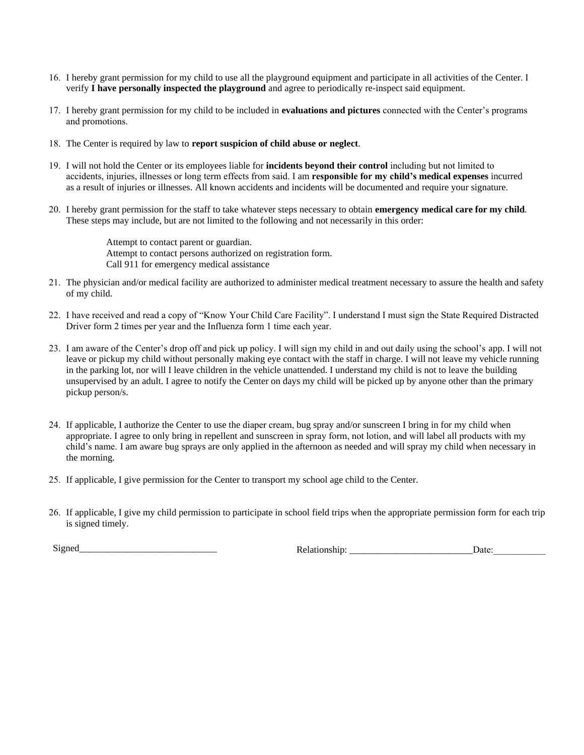16. I hereby grant permission for my child to use all the playground equipment and participate in all activities of the Center. I verify **I have personally inspected the playground** and agree to periodically re-inspect said equipment.

17. I hereby grant permission for my child to be included in **evaluations and pictures** connected with the Center's programs and promotions.

18. The Center is required by law to **report suspicion of child abuse or neglect**.

19. I will not hold the Center or its employees liable for **incidents beyond their control** including but not limited to accidents, injuries, illnesses or long term effects from said. I am **responsible for my child's medical expenses** incurred as a result of injuries or illnesses. All known accidents and incidents will be documented and require your signature.

20. I hereby grant permission for the staff to take whatever steps necessary to obtain **emergency medical care for my child**. These steps may include, but are not limited to the following and not necessarily in this order:

    Attempt to contact parent or guardian.
    Attempt to contact persons authorized on registration form.
    Call 911 for emergency medical assistance

21. The physician and/or medical facility are authorized to administer medical treatment necessary to assure the health and safety of my child.

22. I have received and read a copy of "Know Your Child Care Facility". I understand I must sign the State Required Distracted Driver form 2 times per year and the Influenza form 1 time each year.

23. I am aware of the Center's drop off and pick up policy. I will sign my child in and out daily using the school's app. I will not leave or pickup my child without personally making eye contact with the staff in charge. I will not leave my vehicle running in the parking lot, nor will I leave children in the vehicle unattended. I understand my child is not to leave the building unsupervised by an adult. I agree to notify the Center on days my child will be picked up by anyone other than the primary pickup person/s.

24. If applicable, I authorize the Center to use the diaper cream, bug spray and/or sunscreen I bring in for my child when appropriate. I agree to only bring in repellent and sunscreen in spray form, not lotion, and will label all products with my child's name. I am aware bug sprays are only applied in the afternoon as needed and will spray my child when necessary in the morning.

25. If applicable, I give permission for the Center to transport my school age child to the Center.

26. If applicable, I give my child permission to participate in school field trips when the appropriate permission form for each trip is signed timely.

Signed_____________________________ Relationship: __________________________Date:___________